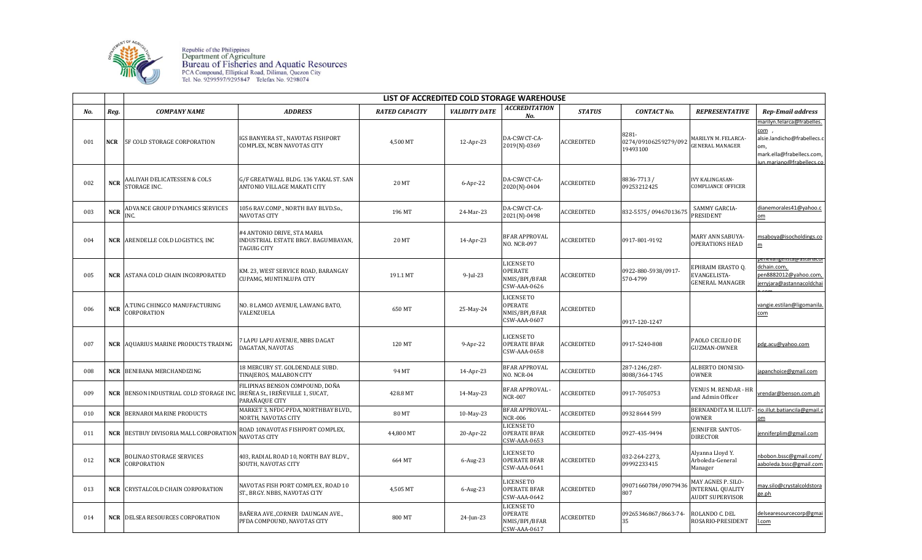Republic of the Philippines
Department of Agriculture
Bureau of Fisheries and Aquatic Resources
PCA Compound, Elliptical Road, Diliman, Quezon City
Tel. No. 9299597/9295847 Telefax No. 9298074

## LIST OF ACCREDITED COLD STORAGE WAREHOUSE

| No. | Reg. | COMPANY NAME | ADDRESS | RATED CAPACITY | VALIDITY DATE | ACCREDITATION No. | STATUS | CONTACT No. | REPRESENTATIVE | Rep-Email address |
|---|---|---|---|---|---|---|---|---|---|---|
| 001 | NCR | 5F COLD STORAGE CORPORATION | IGS BANYERA ST., NAVOTAS FISHPORT COMPLEX, NCBN NAVOTAS CITY | 4,500 MT | 12-Apr-23 | DA-CSWCT-CA-2019(N)-0369 | ACCREDITED | 8281-0274/09106259279/09219493100 | MARILYN M. FELARCA-GENERAL MANAGER | marilyn.felarca@frabelles.com , alsie.landicho@frabellecs.com, mark.ella@frabellecs.com, jun.mariano@frabellecs.co |
| 002 | NCR | AALIYAH DELICATESSEN & COLS STORAGE INC. | G/F GREATWALL BLDG. 136 YAKAL ST. SAN ANTONIO VILLAGE MAKATI CITY | 20 MT | 6-Apr-22 | DA-CSWCT-CA-2020(N)-0404 | ACCREDITED | 8836-7713 / 09253212425 | IVY KALINGASAN-COMPLIANCE OFFICER | |
| 003 | NCR | ADVANCE GROUP DYNAMICS SERVICES INC. | 1056 RAV.COMP., NORTH BAY BLVD.So., NAVOTAS CITY | 196 MT | 24-Mar-23 | DA-CSWCT-CA-2021(N)-0498 | ACCREDITED | 832-5575/ 09467013675 | SAMMY GARCIA-PRESIDENT | dianemorales41@yahoo.com |
| 004 | NCR | ARENDELLE COLD LOGISTICS, INC | #4 ANTONIO DRIVE, STA MARIA INDUSTRIAL ESTATE BRGY. BAGUMBAYAN, TAGUIG CITY | 20 MT | 14-Apr-23 | BFAR APPROVAL NO. NCR-097 | ACCREDITED | 0917-801-9192 | MARY ANN SABUYA-OPERATIONS HEAD | msaboya@isocholdings.com |
| 005 | NCR | ASTANA COLD CHAIN INCORPORATED | KM. 23, WEST SERVICE ROAD, BARANGAY CUPAMG, MUNTINLUPA CITY | 191.1 MT | 9-Jul-23 | LICENSE TO OPERATE NMIS/BPI/BFAR CSW-AAA-0626 | ACCREDITED | 0922-880-5938/0917-570-4799 | EPHRAIM ERASTO Q. EVANGELISTA-GENERAL MANAGER | penevangelista@astanacoldchain.com, pen8882012@yahoo.com, jerryjara@astannacoldchain.com |
| 006 | NCR | A.TUNG CHINGCO MANUFACTURING CORPORATION | NO. 8 LAMCO AVENUE, LAWANG BATO, VALENZUELA | 650 MT | 25-May-24 | LICENSE TO OPERATE NMIS/BPI/BFAR CSW-AAA-0607 | ACCREDITED | 0917-120-1247 | | vangie.estilan@ligomanila.com |
| 007 | NCR | AQUARIUS MARINE PRODUCTS TRADING | 7 LAPU LAPU AVENUE, NBBS DAGAT DAGATAN, NAVOTAS | 120 MT | 9-Apr-22 | LICENSE TO OPERATE BFAR CSW-AAA-0658 | ACCREDITED | 0917-5240-808 | PAOLO CECILIO DE GUZMAN-OWNER | pdg.acu@yahoo.com |
| 008 | NCR | BENIBANA MERCHANDIZING | 18 MERCURY ST. GOLDENDALE SUBD. TINAJEROS, MALABON CITY | 94 MT | 14-Apr-23 | BFAR APPROVAL NO. NCR-04 | ACCREDITED | 287-1246/287-8088/364-1745 | ALBERTO DIONISIO-OWNER | japanchoice@gmail.com |
| 009 | NCR | BENSON INDUSTRIAL COLD STORAGE INC. | FILIPINAS BENSON COMPOUND, DOÑA IREÑEA St., IREÑEVILLE 1, SUCAT, PARAÑAQUE CITY | 428.8 MT | 14-May-23 | BFAR APPROVAL - NCR-007 | ACCREDITED | 0917-7050753 | VENUS M. RENDAR - HR and Admin Officer | vrendar@benson.com.ph |
| 010 | NCR | BERNAROI MARINE PRODUCTS | MARKET 3, NFDC-PFDA, NORTHBAY BLVD., NORTH, NAVOTAS CITY | 80 MT | 10-May-23 | BFAR APPROVAL - NCR-006 | ACCREDITED | 0932 8644 599 | BERNANDITA M. ILLUT-OWNER | rio.illut.batiancila@gmail.com |
| 011 | NCR | BESTBUY DIVISORIA MALL CORPORATION | ROAD 10NAVOTAS FISHPORT COMPLEX, NAVOTAS CITY | 44,800 MT | 20-Apr-22 | LICENSE TO OPERATE BFAR CSW-AAA-0653 | ACCREDITED | 0927-435-9494 | JENNIFER SANTOS-DIRECTOR | jenniferplim@gmail.com |
| 012 | NCR | BOLINAO STORAGE SERVICES CORPORATION | 403, RADIAL ROAD 10, NORTH BAY BLDV., SOUTH, NAVOTAS CITY | 664 MT | 6-Aug-23 | LICENSE TO OPERATE BFAR CSW-AAA-0641 | ACCREDITED | 032-264-2273, 09992233415 | Alyanna Lloyd Y. Arboleda-General Manager | nbobon.bssc@gmail.com/ aaboleda.bssc@gmail.com |
| 013 | NCR | CRYSTALCOLD CHAIN CORPORATION | NAVOTAS FISH PORT COMPLEX, ROAD 10 ST., BRGY. NBBS, NAVOTAS CITY | 4,505 MT | 6-Aug-23 | LICENSE TO OPERATE BFAR CSW-AAA-0642 | ACCREDITED | 09071660784/09079436807 | MAY AGNES P. SILO-INTERNAL QUALITY AUDIT SUPERVISOR | may.silo@crystalcoldstorage.ph |
| 014 | NCR | DELSEA RESOURCES CORPORATION | BAÑERA AVE.,CORNER DAUNGAN AVE., PFDA COMPOUND, NAVOTAS CITY | 800 MT | 24-Jun-23 | LICENSE TO OPERATE NMIS/BPI/BFAR CSW-AAA-0617 | ACCREDITED | 09265346867/8663-74-35 | ROLANDO C. DEL ROSARIO-PRESIDENT | delsearesourcecorp@gmail.com |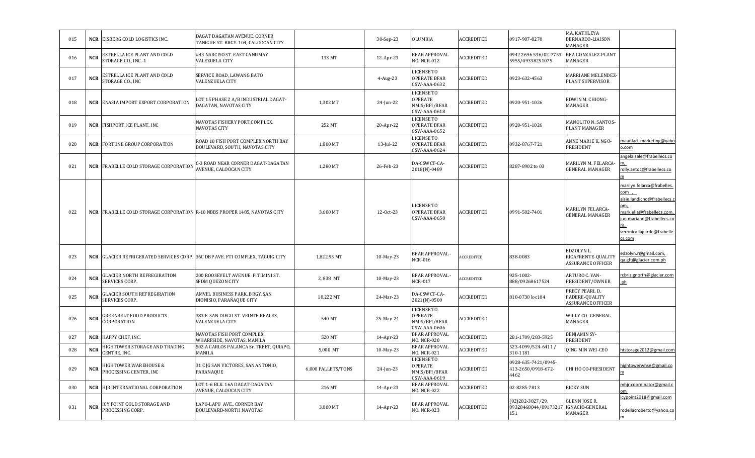| 015 | NCR | EISBERG COLD LOGISTICS INC. | DAGAT DAGATAN AVENUE, CORNER TANIGUE ST. BRGY. 104, CALOOCAN CITY | | 30-Sep-23 | OLUMBIA | ACCREDITED | 0917-907-8270 | MA. KATHLEYA BERNARDO-LIAISON MANAGER | |
|---|---|---|---|---|---|---|---|---|---|---|
| 016 | NCR | ESTRELLA ICE PLANT AND COLD STORAGE CO., INC.-1 | #43 NARCISO ST. EAST CANUMAY VALEZUELA CITY | 133 MT | 12-Apr-23 | BFAR APPROVAL NO. NCR-012 | ACCREDITED | 0942 2696 536/02-7753-5955/09338251075 | REA GONZALEZ-PLANT MANAGER | |
| 017 | NCR | ESTRELLA ICE PLANT AND COLD STORAGE CO., INC | SERVICE ROAD, LAWANG BATO VALENZUELA CITY | | 4-Aug-23 | LICENSE TO OPERATE BFAR CSW-AAA-0632 | ACCREDITED | 0923-632-4563 | MARRIANE MELENDEZ-PLANT SUPERVISOR | |
| 018 | NCR | ENASIA IMPORT EXPORT CORPORATION | LOT 15 PHASE 2 A/B INDUSTRIAL DAGAT-DAGATAN, NAVOTAS CITY | 1,302 MT | 24-Jun-22 | LICENSE TO OPERATE NMIS/BPI/BFAR CSW-AAA-0618 | ACCREDITED | 0920-951-1026 | EDWIN M. CHIONG-MANAGER | |
| 019 | NCR | FISHPORT ICE PLANT, INC | NAVOTAS FISHERY PORT COMPLEX, NAVOTAS CITY | 252 MT | 20-Apr-22 | LICENSE TO OPERATE BFAR CSW-AAA-0652 | ACCREDITED | 0920-951-1026 | MANOLITO N. SANTOS-PLANT MANAGER | |
| 020 | NCR | FORTUNE GROUP CORPORATION | ROAD 10 FISH PORT COMPLEX NORTH BAY BOULEVARD, SOUTH, NAVOTAS CITY | 1,800 MT | 13-Jul-22 | LICENSE TO OPERATE BFAR CSW-AAA-0624 | ACCREDITED | 0932-8767-721 | ANNE MARIE K. NGO-PRESIDENT | maunlad_marketing@yahoo.com |
| 021 | NCR | FRABELLE COLD STORAGE CORPORATION | C-3 ROAD NEAR CORNER DAGAT-DAGATAN AVENUE, CALOOCAN CITY | 1,280 MT | 26-Feb-23 | DA-CSWCT-CA-2018(N)-0489 | ACCREDITED | 8287-8902 to 03 | MARILYN M. FELARCA-GENERAL MANAGER | angela.sale@frabellecs.com, rolly.antoc@frabellecs.com |
| 022 | NCR | FRABELLE COLD STORAGE CORPORATION | R-10 NBBS PROPER 1485, NAVOTAS CITY | 3,600 MT | 12-Oct-23 | LICENSE TO OPERATE BFAR CSW-AAA-0650 | ACCREDITED | 0991-502-7401 | MARILYN FELARCA-GENERAL MANAGER | marilyn.felarca@frabelles.com , alsie.landicho@frabellecs.com, mark.ella@frabellecs.com, jun.mariano@frabellecs.com, veronica.lagarde@frabellecs.com |
| 023 | NCR | GLACIER REFRIGERATED SERVICES CORP. | 36C DBP AVE. FTI COMPLEX, TAGUIG CITY | 1,822.95 MT | 10-May-23 | BFAR APPROVAL-NCR-016 | ACCREDITED | 838-0083 | EDZOLYN L. RICAFRENTE-QUALITY ASSURANCE OFFICER | edzolyn.r@gmail.com, qa.gft@glacier.com.ph |
| 024 | NCR | GLACIER NORTH REFREGIRATION SERVICES CORP. | 200 ROOSEVELT AVENUE PITIMINI ST. SFDM QUEZON CITY | 2, 838 MT | 10-May-23 | BFAR APPROVAL-NCR-017 | ACCREDITED | 925-1002-888/09268617524 | ARTURO C. YAN-PRESIDENT/OWNER | rcbriz.gnorth@glacier.com.ph |
| 025 | NCR | GLACIER SOUTH REFREGIRATION SERVICES CORP. | AMVEL BUSINESS PARK, BRGY. SAN DIONISIO, PARAÑAQUE CITY | 10,222 MT | 24-Mar-23 | DA-CSWCT-CA-2021(N)-0500 | ACCREDITED | 810-0730 loc104 | PRECY PEARL D. PADERE-QUALITY ASSURANCE OFFICER | |
| 026 | NCR | GREENBELT FOOD PRODUCTS CORPORATION | 383 F. SAN DIEGO ST. VEINTE REALES, VALENZUELA CITY | 540 MT | 25-May-24 | LICENSE TO OPERATE NMIS/BPI/BFAR CSW-AAA-0606 | ACCREDITED | | WILLY CO- GENERAL MANAGER | |
| 027 | NCR | HAPPY CHEF, INC. | NAVOTAS FISH PORT COMPLEX WHARFSIDE, NAVOTAS, MANILA | 520 MT | 14-Apr-23 | BFAR APPROVAL NO. NCR-020 | ACCREDITED | 281-1709/283-5925 | BENJAMIN SY-PRESIDENT | |
| 028 | NCR | HIGHTOWER STORAGE AND TRADING CENTRE, INC. | 502 A CARLOS PALANCA Sr. TREET, QUIAPO, MANILA | 5,000 MT | 10-May-23 | BFAR APPROVAL NO. NCR-021 | ACCREDITED | 523-4099/524-6411 / 310-1181 | QING MIN WEI-CEO | htstorage2012@gmail.com |
| 029 | NCR | HIGHTOWER WAREHOUSE & PROCESSING CENTER, INC | 31 C JG SAN VICTORES, SAN ANTONIO, PARANAQUE | 6,000 PALLETS/TONS | 24-Jun-23 | LICENSE TO OPERATE NMIS/BPI/BFAR CSW-AAA-0619 | ACCREDITED | 0928-635-7421/0945-413-2650/0918-672-4462 | CHI HO CO-PRESIDENT | hightowerwhse@gmail.com |
| 030 | NCR | HJR INTERNATIONAL CORPORATION | LOT 1-6 BLK. 16A DAGAT-DAGATAN AVENUE, CALOOCAN CITY | 216 MT | 14-Apr-23 | BFAR APPROVAL NO. NCR-022 | ACCREDITED | 02-8285-7813 | RICKY SUN | mhjr.coordinator@gmail.com |
| 031 | NCR | ICY POINT COLD STORAGE AND PROCESSING CORP. | LAPU-LAPU AVE., CORNER BAY BOULEVARD-NORTH NAVOTAS | 3,000 MT | 14-Apr-23 | BFAR APPROVAL NO. NCR-023 | ACCREDITED | (02)282-3827/29, 09328468044/09173217151 | GLENN JOSE R. IGNACIO-GENERAL MANAGER | icypoint2018@gmail.com , rodellacroberto@yahoo.com |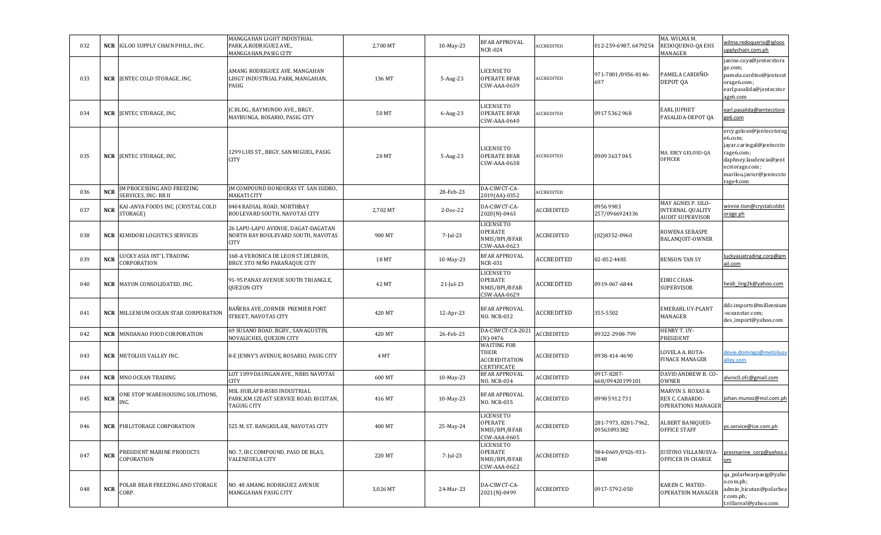| 032 | NCR | IGLOO SUPPLY CHAIN PHILS., INC. | MANGGAHAN LIGHT INDUSTRIAL PARK,A.RODRIGUEZ AVE., MANGGAHAN,PASIG CITY | 2,700 MT | 10-May-23 | BFAR APPROVAL NCR-024 | ACCREDITED | 012-259-6987, 6479254 | MA. WILMA M. REDOQUENO-QA EHS MANAGER | wilma.redoquerio@igloosupplychain.com.ph |
|---|---|---|---|---|---|---|---|---|---|---|
| 033 | NCR | JENTEC COLD STORAGE, INC. | AMANG RODRIGUEZ AVE. MANGAHAN LIHGT INDUSTRIAL PARK, MANGAHAN, PASIG | 136 MT | 5-Aug-23 | LICENSE TO OPERATE BFAR CSW-AAA-0639 | ACCREDITED | 971-7801/0956-8146-697 | PAMELA CARDIÑO-DEPOT QA | janine.cuya@jentecstorage.com; pamela.cardino@jentecstorage6.com; earl.pasalida@jentecstorage6.com |
| 034 | NCR | JENTEC STORAGE, INC. | JC BLDG., RAYMUNDO AVE., BRGY. MAYBUNGA, ROSARIO, PASIG CITY | 50 MT | 6-Aug-23 | LICENSE TO OPERATE BFAR CSW-AAA-0640 | ACCREDITED | 0917 5362 968 | EARL JUPHET PASALIDA-DEPOT QA | earl.pasalida@jentecstorage6.com |
| 035 | NCR | JENTEC STORAGE, INC. | 1299 LUIS ST., BRGY. SAN MIGUEL, PASIG CITY | 20 MT | 5-Aug-23 | LICENSE TO OPERATE BFAR CSW-AAA-0638 | ACCREDITED | 0909 3637 045 | MA. ERCY GELOSO-QA OFFICER | ercy.geloso@jentecstorage6.com; jayar.caringal@jentecstorage6.com; daphney.laudencia@jentecstorage.com ; marilou.javier@jentecstorage4.com |
| 036 | NCR | JM PROCESSING AND FREEZING SERVICES, INC- BR II | JM COMPOUND HONDURAS ST. SAN ISIDRO, MAKATI CITY | | 28-Feb-23 | DA-CSWCT-CA-2019(AA)-0352 | ACCREDITED | | | |
| 037 | NCR | KAI-ANYA FOODS INC. (CRYSTAL COLD STORAGE) | 0404 RADIAL ROAD, NORTHBAY BOULEVARD SOUTH, NAVOTAS CITY | 2,702 MT | 2-Dec-22 | DA-CSWCT-CA-2020(N)-0463 | ACCREDITED | 09569983 257/0966924336 | MAY AGNES P. SILO-INTERNAL QUALITY AUDIT SUPERVISOR | winnie.tion@crystalcoldstorage.ph |
| 038 | NCR | KIMIDORI LOGISTICS SERVICES | 26 LAPU-LAPU AVENUE, DAGAT-DAGATAN NORTH BAY BOULEVARD SOUTH, NAVOTAS CITY | 900 MT | 7-Jul-23 | LICENSE TO OPERATE NMIS/BPI/BFAR CSW-AAA-0623 | ACCREDITED | (02)8352-0960 | ROWENA SERASPE BALANQUIT-OWNER | |
| 039 | NCR | LUCKY ASIA INT'L TRADING CORPORATION | 168-A VERONICA DE LEON ST.DELBROS, BRGY. STO NIÑO PARAÑAQUE CITY | 18 MT | 10-May-23 | BFAR APPROVAL NCR-031 | ACCREDITED | 02-852-4485 | BENSON TAN SY | luckyasiatrading.corp@gmail.com |
| 040 | NCR | MAYON CONSOLIDATED, INC. | 91-95 PANAY AVENUE SOUTH TRIANGLE, QUEZON CITY | 42 MT | 21-Jul-23 | LICENSE TO OPERATE NMIS/BPI/BFAR CSW-AAA-0629 | ACCREDITED | 0919-067-6844 | EDRIC CHAN-SUPERVISOR | heidi_ling2k@yahoo.com |
| 041 | NCR | MILLENIUM OCEAN STAR CORPORATION | BAÑERA AVE.,CORNER PREMIER PORT STREET, NAVOTAS CITY | 420 MT | 12-Apr-23 | BFAR APPROVAL NO. NCR-032 | ACCREDITED | 355-5502 | EMERARL UY-PLANT MANAGER | ddc.imports@millennium-oceanstar.com; des_import@yahoo.com |
| 042 | NCR | MINDANAO FOOD CORPORATION | 69 SUSANO ROAD, BGRY., SAN AGUSTIN, NOVALICHES, QUEZON CITY | 420 MT | 26-Feb-23 | DA-CSWCT-CA-2021 (N)-0476 | ACCREDITED | 09322-2908-799 | HENRY T. UY-PRESIDENT | |
| 043 | NCR | METOLIUS VALLEY INC. | 8-E JENNY'S AVENUE, ROSARIO, PASIG CITY | 4 MT | | WAITING FOR THEIR ACCREDITATION CERTIFICATE | ACCREDITED | 0938-414-4690 | LOVELA A. ROTA-FINACE MANAGER | dovie.domingo@metoliusvalley.com |
| 044 | NCR | MNO OCEAN TRADING | LOT 1099 DAUNGAN AVE., NBBS NAVOTAS CITY | 600 MT | 10-May-23 | BFAR APPROVAL NO. NCR-034 | ACCREDITED | 0917-8287-668/09420199101 | DAVID ANDREW B. CO-OWNER | alvinc0.ofc@gmail.com |
| 045 | NCR | ONE STOP WAREHOUSING SOLUTIONS, INC. | MSL HUB,AFB-RSBS INDUSTRIAL PARK,KM.12EAST SERVICE ROAD, BICUTAN, TAGUIG CITY | 416 MT | 10-May-23 | BFAR APPROVAL NO. NCR-035 | ACCREDITED | 0998 5912 731 | MARVIN S. ROXAS & REX C. CABARDO-OPERATIONS MANAGER | johan.munoz@msl.com.ph |
| 046 | NCR | PHILSTORAGE CORPORATION | 525 M. ST. BANGKULASI, NAVOTAS CITY | 400 MT | 25-May-24 | LICENSE TO OPERATE NMIS/BPI/BFAR CSW-AAA-0605 | ACCREDITED | 281-7973, 8281-7962, 09563893382 | ALBERT BANIQUED-OFFICE STAFF | ps.service@ice.com.ph |
| 047 | NCR | PRESIDENT MARINE PRODUCTS COPORATION | NO. 7, IRC COMPOUND, PASO DE BLAS, VALENZUELA CITY | 220 MT | 7-Jul-23 | LICENSE TO OPERATE NMIS/BPI/BFAR CSW-AAA-0622 | ACCREDITED | 984-0669/0926-931-2848 | JUSTINO VILLANUEVA-OFFICER IN CHARGE | presmarine_corp@yahoo.com |
| 048 | NCR | POLAR BEAR FREEZING AND STORAGE CORP. | NO. 48 AMANG RODRIGUEZ AVENUE MANGGAHAN PASIG CITY | 3,026 MT | 24-Mar-23 | DA-CSWCT-CA-2021(N)-0499 | ACCREDITED | 0917-5792-050 | KAREN C. MATEO-OPERATION MANAGER | qa_polarbearpasig@yahoo.com.ph; admin_bicutan@polarbear.com.ph; t.villareal@yahoo.com |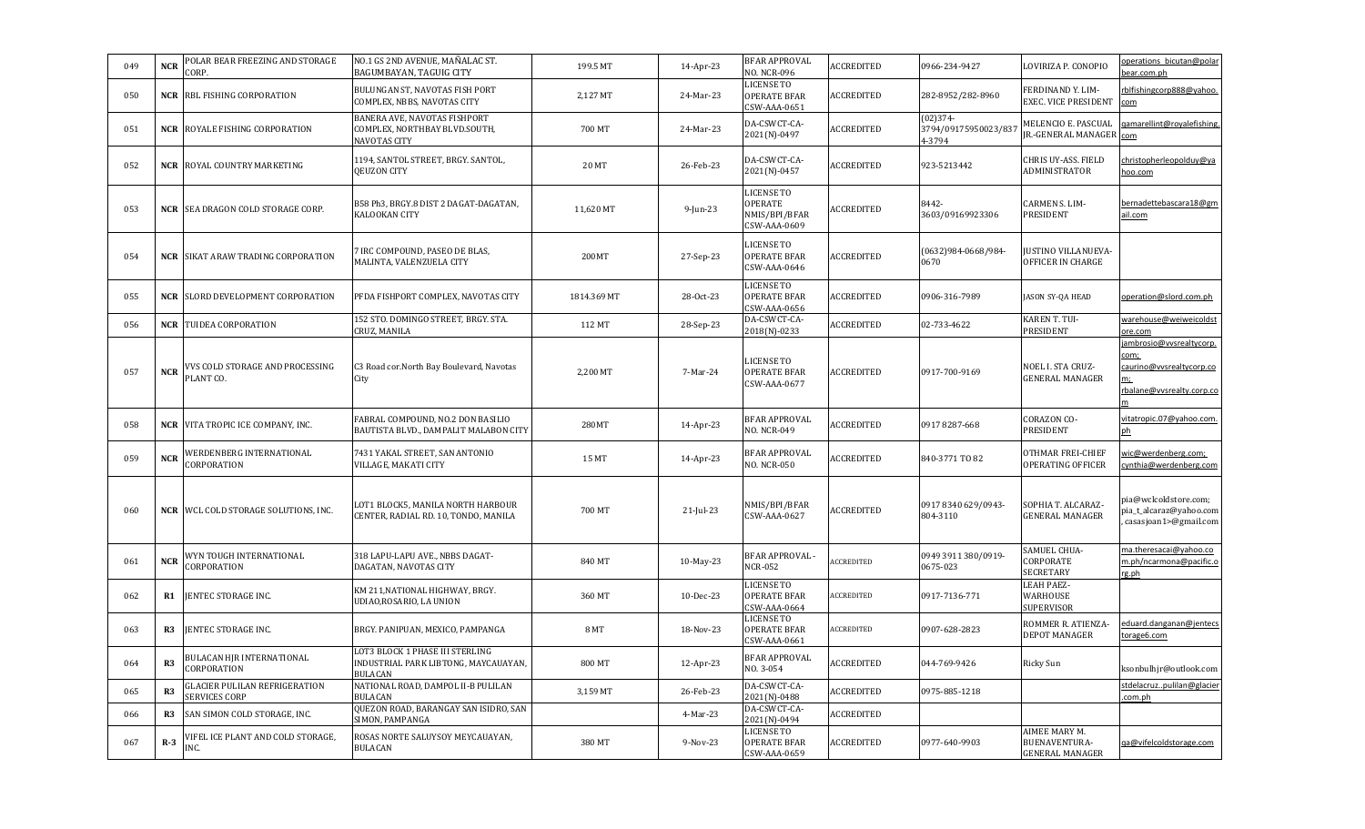| 049 | NCR | POLAR BEAR FREEZING AND STORAGE CORP. | NO.1 GS 2ND AVENUE, MAÑALAC ST. BAGUMBAYAN, TAGUIG CITY | 199.5 MT | 14-Apr-23 | BFAR APPROVAL NO. NCR-096 | ACCREDITED | 0966-234-9427 | LOVIRIZA P. CONOPIO | operations_bicutan@polarbear.com.ph |
|---|---|---|---|---|---|---|---|---|---|---|
| 050 | NCR | RBL FISHING CORPORATION | BULUNGAN ST, NAVOTAS FISH PORT COMPLEX, NBBS, NAVOTAS CITY | 2,127 MT | 24-Mar-23 | LICENSE TO OPERATE BFAR CSW-AAA-0651 | ACCREDITED | 282-8952/282-8960 | FERDINAND Y. LIM-EXEC. VICE PRESIDENT | rblfishingcorp888@yahoo.com |
| 051 | NCR | ROYALE FISHING CORPORATION | BANERA AVE, NAVOTAS FISHPORT COMPLEX, NORTHBAY BLVD.SOUTH, NAVOTAS CITY | 700 MT | 24-Mar-23 | DA-CSWCT-CA-2021(N)-0497 | ACCREDITED | (02)374-3794/09175950023/837 4-3794 | MELENCIO E. PASCUAL JR.-GENERAL MANAGER | gamarellint@royalefishing.com |
| 052 | NCR | ROYAL COUNTRY MARKETING | 1194, SANTOL STREET, BRGY. SANTOL, QEUZON CITY | 20 MT | 26-Feb-23 | DA-CSWCT-CA-2021(N)-0457 | ACCREDITED | 923-5213442 | CHRIS UY-ASS. FIELD ADMINISTRATOR | christopherleopolduy@yahoo.com |
| 053 | NCR | SEA DRAGON COLD STORAGE CORP. | B58 Ph3, BRGY.8 DIST 2 DAGAT-DAGATAN, KALOOKAN CITY | 11,620 MT | 9-Jun-23 | LICENSE TO OPERATE NMIS/BPI/BFAR CSW-AAA-0609 | ACCREDITED | 8442-3603/09169923306 | CARMEN S. LIM-PRESIDENT | bernadettebascara18@gmail.com |
| 054 | NCR | SIKAT ARAW TRADING CORPORATION | 7 IRC COMPOUND, PASEO DE BLAS, MALINTA, VALENZUELA CITY | 200MT | 27-Sep-23 | LICENSE TO OPERATE BFAR CSW-AAA-0646 | ACCREDITED | (0632)984-0668/984-0670 | JUSTINO VILLANUEVA-OFFICER IN CHARGE | |
| 055 | NCR | SLORD DEVELOPMENT CORPORATION | PFDA FISHPORT COMPLEX, NAVOTAS CITY | 1814.369 MT | 28-Oct-23 | LICENSE TO OPERATE BFAR CSW-AAA-0656 | ACCREDITED | 0906-316-7989 | JASON SY-QA HEAD | operation@slord.com.ph |
| 056 | NCR | TUIDEA CORPORATION | 152 STO. DOMINGO STREET, BRGY. STA. CRUZ, MANILA | 112 MT | 28-Sep-23 | DA-CSWCT-CA-2018(N)-0233 | ACCREDITED | 02-733-4622 | KAREN T. TUI-PRESIDENT | warehouse@weiweicoldstore.com |
| 057 | NCR | VVS COLD STORAGE AND PROCESSING PLANT CO. | C3 Road cor.North Bay Boulevard, Navotas City | 2,200 MT | 7-Mar-24 | LICENSE TO OPERATE BFAR CSW-AAA-0677 | ACCREDITED | 0917-700-9169 | NOEL I. STA CRUZ-GENERAL MANAGER | jambrosio@vvsrealtycorp.com; caurino@vvsrealtycorp.com; rbalane@vvsrealty.corp.com |
| 058 | NCR | VITA TROPIC ICE COMPANY, INC. | FABRAL COMPOUND, NO.2 DON BASILIO BAUTISTA BLVD., DAMPALIT MALABON CITY | 280MT | 14-Apr-23 | BFAR APPROVAL NO. NCR-049 | ACCREDITED | 0917 8287-668 | CORAZON CO-PRESIDENT | vitatropic.07@yahoo.com.ph |
| 059 | NCR | WERDENBERG INTERNATIONAL CORPORATION | 7431 YAKAL STREET, SAN ANTONIO VILLAGE, MAKATI CITY | 15 MT | 14-Apr-23 | BFAR APPROVAL NO. NCR-050 | ACCREDITED | 840-3771 TO 82 | OTHMAR FREI-CHIEF OPERATING OFFICER | wic@werdenberg.com; cynthia@werdenberg.com |
| 060 | NCR | WCL COLD STORAGE SOLUTIONS, INC. | LOT1 BLOCK5, MANILA NORTH HARBOUR CENTER, RADIAL RD. 10, TONDO, MANILA | 700 MT | 21-Jul-23 | NMIS/BPI/BFAR CSW-AAA-0627 | ACCREDITED | 0917 8340 629/0943-804-3110 | SOPHIA T. ALCARAZ-GENERAL MANAGER | pia@wclcoldstore.com; pia_t_alcaraz@yahoo.com, casasjoan1>@gmail.com |
| 061 | NCR | WYN TOUGH INTERNATIONAL CORPORATION | 318 LAPU-LAPU AVE., NBBS DAGAT-DAGATAN, NAVOTAS CITY | 840 MT | 10-May-23 | BFAR APPROVAL-NCR-052 | ACCREDITED | 0949 3911 380/0919-0675-023 | SAMUEL CHUA-CORPORATE SECRETARY | ma.theresacai@yahoo.com.ph/ncarmona@pacific.org.ph |
| 062 | R1 | JENTEC STORAGE INC. | KM 211,NATIONAL HIGHWAY, BRGY. UDIAO,ROSARIO, LA UNION | 360 MT | 10-Dec-23 | LICENSE TO OPERATE BFAR CSW-AAA-0664 | ACCREDITED | 0917-7136-771 | LEAH PAEZ-WARHOUSE SUPERVISOR | |
| 063 | R3 | JENTEC STORAGE INC. | BRGY. PANIPUAN, MEXICO, PAMPANGA | 8 MT | 18-Nov-23 | LICENSE TO OPERATE BFAR CSW-AAA-0661 | ACCREDITED | 0907-628-2823 | ROMMER R. ATIENZA-DEPOT MANAGER | eduard.danganan@jentecstorage6.com |
| 064 | R3 | BULACAN HJR INTERNATIONAL CORPORATION | LOT3 BLOCK 1 PHASE III STERLING INDUSTRIAL PARK LIBTONG, MAYCAUAYAN, BULACAN | 800 MT | 12-Apr-23 | BFAR APPROVAL NO. 3-054 | ACCREDITED | 044-769-9426 | Ricky Sun | ksonbulhjr@outlook.com |
| 065 | R3 | GLACIER PULILAN REFRIGERATION SERVICES CORP | NATIONAL ROAD, DAMPOL II-B PULILAN BULACAN | 3,159 MT | 26-Feb-23 | DA-CSWCT-CA-2021(N)-0488 | ACCREDITED | 0975-885-1218 | | stdelacruz..pulilan@glacier.com.ph |
| 066 | R3 | SAN SIMON COLD STORAGE, INC. | QUEZON ROAD, BARANGAY SAN ISIDRO, SAN SIMON, PAMPANGA | | 4-Mar-23 | DA-CSWCT-CA-2021(N)-0494 | ACCREDITED | | | |
| 067 | R-3 | VIFEL ICE PLANT AND COLD STORAGE, INC. | ROSAS NORTE SALUYSOY MEYCAUAYAN, BULACAN | 380 MT | 9-Nov-23 | LICENSE TO OPERATE BFAR CSW-AAA-0659 | ACCREDITED | 0977-640-9903 | AIMEE MARY M. BUENAVENTURA-GENERAL MANAGER | qa@vifelcoldstorage.com |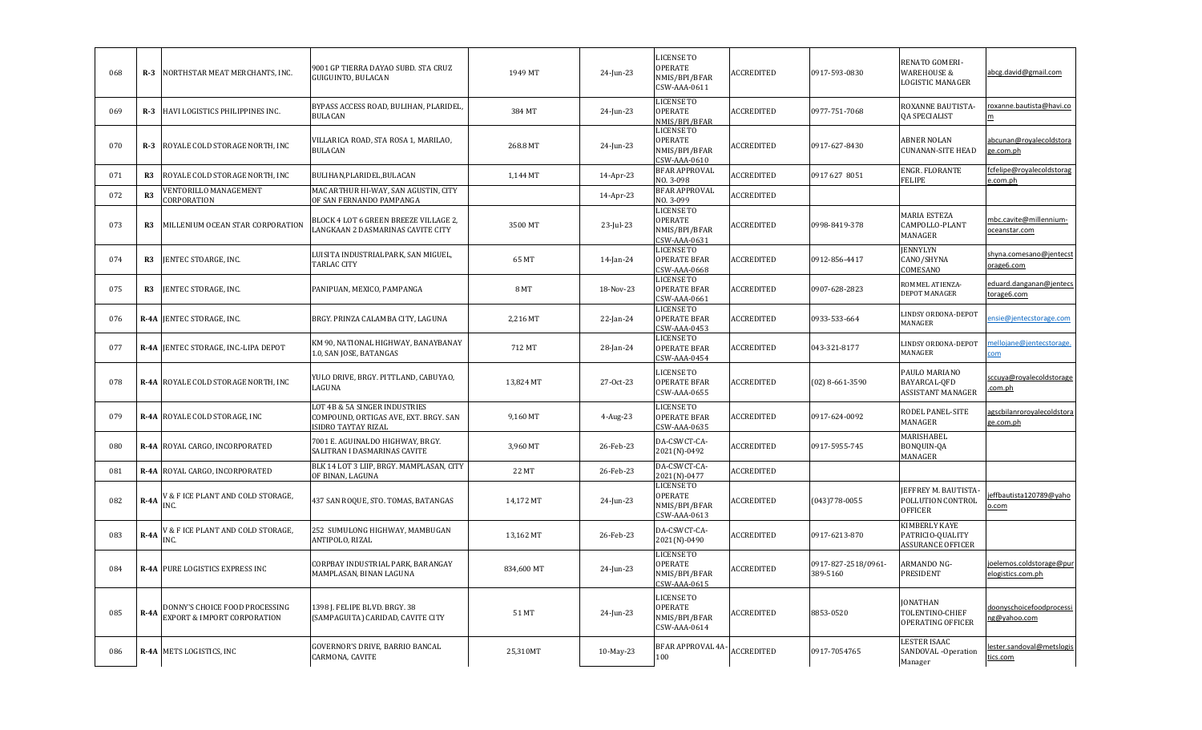| 068 | R-3 | NORTHSTAR MEAT MERCHANTS, INC. | 9001 GP TIERRA DAYAO SUBD. STA CRUZ GUIGUINTO, BULACAN | 1949 MT | 24-Jun-23 | LICENSE TO OPERATE NMIS/BPI/BFAR CSW-AAA-0611 | ACCREDITED | 0917-593-0830 | RENATO GOMERI-WAREHOUSE & LOGISTIC MANAGER | abcg.david@gmail.com |
|---|---|---|---|---|---|---|---|---|---|---|
| 069 | R-3 | HAVI LOGISTICS PHILIPPINES INC. | BYPASS ACCESS ROAD, BULIHAN, PLARIDEL, BULACAN | 384 MT | 24-Jun-23 | LICENSE TO OPERATE NMIS/BPI/BFAR | ACCREDITED | 0977-751-7068 | ROXANNE BAUTISTA-QA SPECIALIST | roxanne.bautista@havi.com |
| 070 | R-3 | ROYALE COLD STORAGE NORTH, INC | VILLARICA ROAD, STA ROSA 1, MARILAO, BULACAN | 268.8 MT | 24-Jun-23 | LICENSE TO OPERATE NMIS/BPI/BFAR CSW-AAA-0610 | ACCREDITED | 0917-627-8430 | ABNER NOLAN CUNANAN-SITE HEAD | abcunan@royalecoldstorage.com.ph |
| 071 | R3 | ROYALE COLD STORAGE NORTH, INC | BULIHAN,PLARIDEL,BULACAN | 1,144 MT | 14-Apr-23 | BFAR APPROVAL NO. 3-098 | ACCREDITED | 0917 627 8051 | ENGR. FLORANTE FELIPE | fcfelipe@royalecoldstorage.com.ph |
| 072 | R3 | VENTORILLO MANAGEMENT CORPORATION | MACARTHUR HI-WAY, SAN AGUSTIN, CITY OF SAN FERNANDO PAMPANGA | | 14-Apr-23 | BFAR APPROVAL NO. 3-099 | ACCREDITED | | | |
| 073 | R3 | MILLENIUM OCEAN STAR CORPORATION | BLOCK 4 LOT 6 GREEN BREEZE VILLAGE 2, LANGKAAN 2 DASMARINAS CAVITE CITY | 3500 MT | 23-Jul-23 | LICENSE TO OPERATE NMIS/BPI/BFAR CSW-AAA-0631 | ACCREDITED | 0998-8419-378 | MARIA ESTEZA CAMPOLLO-PLANT MANAGER | mbc.cavite@millennium-oceanstar.com |
| 074 | R3 | JENTEC STOARGE, INC. | LUISITA INDUSTRIAL PARK, SAN MIGUEL, TARLAC CITY | 65 MT | 14-Jan-24 | LICENSE TO OPERATE BFAR CSW-AAA-0668 | ACCREDITED | 0912-856-4417 | JENNYLYN CANO/SHYNA COMESANO | shyna.comesano@jentecstorage6.com |
| 075 | R3 | JENTEC STORAGE, INC. | PANIPUAN, MEXICO, PAMPANGA | 8 MT | 18-Nov-23 | LICENSE TO OPERATE BFAR CSW-AAA-0661 | ACCREDITED | 0907-628-2823 | ROMMEL ATIENZA-DEPOT MANAGER | eduard.danganan@jentecstorage6.com |
| 076 | R-4A | JENTEC STORAGE, INC. | BRGY. PRINZA CALAMBA CITY, LAGUNA | 2,216 MT | 22-Jan-24 | LICENSE TO OPERATE BFAR CSW-AAA-0453 | ACCREDITED | 0933-533-664 | LINDSY ORDONA-DEPOT MANAGER | ensie@jentecstorage.com |
| 077 | R-4A | JENTEC STORAGE, INC.-LIPA DEPOT | KM 90, NATIONAL HIGHWAY, BANAYBANAY 1.0, SAN JOSE, BATANGAS | 712 MT | 28-Jan-24 | LICENSE TO OPERATE BFAR CSW-AAA-0454 | ACCREDITED | 043-321-8177 | LINDSY ORDONA-DEPOT MANAGER | mellojane@jentecstorage.com |
| 078 | R-4A | ROYALE COLD STORAGE NORTH, INC | YULO DRIVE, BRGY. PITTLAND, CABUYAO, LAGUNA | 13,824 MT | 27-Oct-23 | LICENSE TO OPERATE BFAR CSW-AAA-0655 | ACCREDITED | (02) 8-661-3590 | PAULO MARIANO BAYARCAL-QFD ASSISTANT MANAGER | sccuya@royalecoldstorage.com.ph |
| 079 | R-4A | ROYALE COLD STORAGE, INC | LOT 4B & 5A SINGER INDUSTRIES COMPOUND, ORTIGAS AVE, EXT. BRGY. SAN ISIDRO TAYTAY RIZAL | 9,160 MT | 4-Aug-23 | LICENSE TO OPERATE BFAR CSW-AAA-0635 | ACCREDITED | 0917-624-0092 | RODEL PANEL-SITE MANAGER | agscbilanroroyalecoldstorage.com.ph |
| 080 | R-4A | ROYAL CARGO, INCORPORATED | 7001 E. AGUINALDO HIGHWAY, BRGY. SALITRAN I DASMARINAS CAVITE | 3,960 MT | 26-Feb-23 | DA-CSWCT-CA-2021(N)-0492 | ACCREDITED | 0917-5955-745 | MARISHABEL BONQUIN-QA MANAGER | |
| 081 | R-4A | ROYAL CARGO, INCORPORATED | BLK 14 LOT 3 LIIP, BRGY. MAMPLASAN, CITY OF BINAN, LAGUNA | 22 MT | 26-Feb-23 | DA-CSWCT-CA-2021(N)-0477 | ACCREDITED | | | |
| 082 | R-4A | V & F ICE PLANT AND COLD STORAGE, INC. | 437 SAN ROQUE, STO. TOMAS, BATANGAS | 14,172 MT | 24-Jun-23 | LICENSE TO OPERATE NMIS/BPI/BFAR CSW-AAA-0613 | ACCREDITED | (043)778-0055 | JEFFREY M. BAUTISTA-POLLUTION CONTROL OFFICER | jeffbautista120789@yahoo.com |
| 083 | R-4A | V & F ICE PLANT AND COLD STORAGE, INC. | 252 SUMULONG HIGHWAY, MAMBUGAN ANTIPOLO, RIZAL | 13,162 MT | 26-Feb-23 | DA-CSWCT-CA-2021(N)-0490 | ACCREDITED | 0917-6213-870 | KIMBERLY KAYE PATRICIO-QUALITY ASSURANCE OFFICER | |
| 084 | R-4A | PURE LOGISTICS EXPRESS INC | CORPBAY INDUSTRIAL PARK, BARANGAY MAMPLASAN, BINAN LAGUNA | 834,600 MT | 24-Jun-23 | LICENSE TO OPERATE NMIS/BPI/BFAR CSW-AAA-0615 | ACCREDITED | 0917-827-2518/0961-389-5160 | ARMANDO NG-PRESIDENT | joelemos.coldstorage@purelogistics.com.ph |
| 085 | R-4A | DONNY'S CHOICE FOOD PROCESSING EXPORT & IMPORT CORPORATION | 1398 J. FELIPE BLVD. BRGY. 38 (SAMPAGUITA) CARIDAD, CAVITE CITY | 51 MT | 24-Jun-23 | LICENSE TO OPERATE NMIS/BPI/BFAR CSW-AAA-0614 | ACCREDITED | 8853-0520 | JONATHAN TOLENTINO-CHIEF OPERATING OFFICER | doonyschoicefoodprocessing@yahoo.com |
| 086 | R-4A | METS LOGISTICS, INC | GOVERNOR'S DRIVE, BARRIO BANCAL CARMONA, CAVITE | 25,310MT | 10-May-23 | BFAR APPROVAL 4A-100 | ACCREDITED | 0917-7054765 | LESTER ISAAC SANDOVAL -Operation Manager | lester.sandoval@metslogistics.com |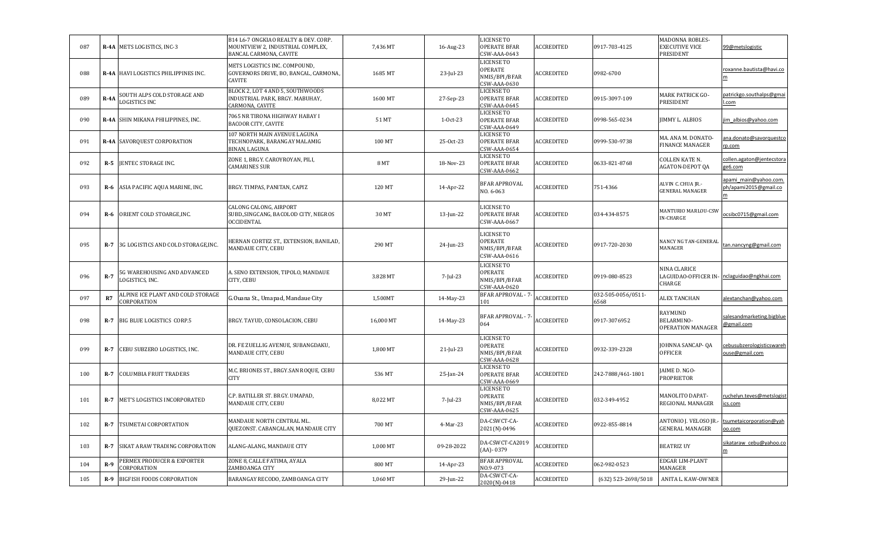| 087 | R-4A | METS LOGISTICS, INC-3 | B14 L6-7 ONGKIAO REALTY & DEV. CORP. MOUNTVIEW 2, INDUSTRIAL COMPLEX, BANCAL CARMONA, CAVITE | 7,436 MT | 16-Aug-23 | LICENSE TO OPERATE BFAR CSW-AAA-0643 | ACCREDITED | 0917-703-4125 | MADONNA ROBLES-EXECUTIVE VICE PRESIDENT | 99@metslogistic |
|---|---|---|---|---|---|---|---|---|---|---|
| 088 | R-4A | HAVI LOGISTICS PHILIPPINES INC. | METS LOGISTICS INC. COMPOUND, GOVERNORS DRIVE, BO, BANCAL, CARMONA, CAVITE | 1685 MT | 23-Jul-23 | LICENSE TO OPERATE NMIS/BPI/BFAR CSW-AAA-0630 | ACCREDITED | 0982-6700 | | roxanne.bautista@havi.com |
| 089 | R-4A | SOUTH ALPS COLD STORAGE AND LOGISTICS INC | BLOCK 2, LOT 4 AND 5, SOUTHWOODS INDUSTRIAL PARK, BRGY. MABUHAY, CARMONA, CAVITE | 1600 MT | 27-Sep-23 | LICENSE TO OPERATE BFAR CSW-AAA-0645 | ACCREDITED | 0915-3097-109 | MARK PATRICK GO-PRESIDENT | patrickgo.southalps@gmail.com |
| 090 | R-4A | SHIN MIKANA PHILIPPINES, INC. | 7065 NR TIRONA HIGHWAY HABAY I BACOOR CITY, CAVITE | 51 MT | 1-Oct-23 | LICENSE TO OPERATE BFAR CSW-AAA-0649 | ACCREDITED | 0998-565-0234 | JIMMY L. ALBIOS | jim_albios@yahoo.com |
| 091 | R-4A | SAVORQUEST CORPORATION | 107 NORTH MAIN AVENUE LAGUNA TECHNOPARK, BARANGAY MALAMIG BINAN, LAGUNA | 100 MT | 25-Oct-23 | LICENSE TO OPERATE BFAR CSW-AAA-0654 | ACCREDITED | 0999-530-9738 | MA. ANA M. DONATO-FINANCE MANAGER | ana.donato@savorquestcorp.com |
| 092 | R-5 | JENTEC STORAGE INC. | ZONE 1, BRGY. CAROYROYAN, PILI, CAMARINES SUR | 8 MT | 18-Nov-23 | LICENSE TO OPERATE BFAR CSW-AAA-0662 | ACCREDITED | 0633-821-8768 | COLLEN KATE N. AGATON-DEPOT QA | collen.agaton@jentecstorage6.com |
| 093 | R-6 | ASIA PACIFIC AQUA MARINE, INC. | BRGY. TIMPAS, PANITAN, CAPIZ | 120 MT | 14-Apr-22 | BFAR APPROVAL NO. 6-063 | ACCREDITED | 751-4366 | ALVIN C. CHUA JR.-GENERAL MANAGER | apami_main@yahoo.com.ph/apami2015@gmail.com |
| 094 | R-6 | ORIENT COLD STOARGE,INC. | CALONG CALONG, AIRPORT SUBD.,SINGCANG, BACOLOD CITY, NEGROS OCCIDENTAL | 30 MT | 13-Jun-22 | LICENSE TO OPERATE BFAR CSW-AAA-0667 | ACCREDITED | 034-434-8575 | MANTURIO MARLOU-CSW IN-CHARGE | ocsibc0715@gmail.com |
| 095 | R-7 | 3G LOGISTICS AND COLD STORAGE,INC. | HERNAN CORTEZ ST., EXTENSION, BANILAD, MANDAUE CITY, CEBU | 290 MT | 24-Jun-23 | LICENSE TO OPERATE NMIS/BPI/BFAR CSW-AAA-0616 | ACCREDITED | 0917-720-2030 | NANCY NG TAN-GENERAL MANAGER | tan.nancyng@gmail.com |
| 096 | R-7 | 5G WAREHOUSING AND ADVANCED LOGISTICS, INC. | A. SENO EXTENSION, TIPOLO, MANDAUE CITY, CEBU | 3.828 MT | 7-Jul-23 | LICENSE TO OPERATE NMIS/BPI/BFAR CSW-AAA-0620 | ACCREDITED | 0919-080-8523 | NINA CLARICE LAGUIDAO-OFFICER IN-CHARGE | nclaguidao@ngkhai.com |
| 097 | R7 | ALPINE ICE PLANT AND COLD STORAGE CORPORATION | G.Ouana St., Umapad, Mandaue City | 1,500MT | 14-May-23 | BFAR APPROVAL - 7-101 | ACCREDITED | 032-505-0056/0511-6568 | ALEX TANCHAN | alextanchan@yahoo.com |
| 098 | R-7 | BIG BLUE LOGISTICS CORP.5 | BRGY. TAYUD, CONSOLACION, CEBU | 16,000 MT | 14-May-23 | BFAR APPROVAL - 7-064 | ACCREDITED | 0917-3076952 | RAYMUND BELARMINO-OPERATION MANAGER | salesandmarketing.bigblue@gmail.com |
| 099 | R-7 | CEBU SUBZERO LOGISTICS, INC. | DR. FE ZUELLIG AVENUE, SUBANGDAKU, MANDAUE CITY, CEBU | 1,800 MT | 21-Jul-23 | LICENSE TO OPERATE NMIS/BPI/BFAR CSW-AAA-0628 | ACCREDITED | 0932-339-2328 | JOHNNA SANCAP- QA OFFICER | cebusubzerologisticswarehouse@gmail.com |
| 100 | R-7 | COLUMBIA FRUIT TRADERS | M.C. BRIONES ST., BRGY.SAN ROQUE, CEBU CITY | 536 MT | 25-Jan-24 | LICENSE TO OPERATE BFAR CSW-AAA-0669 | ACCREDITED | 242-7888/461-1801 | JAIME D. NGO-PROPRIETOR | |
| 101 | R-7 | MET'S LOGISTICS INCORPORATED | C.P. BATILLER ST. BRGY. UMAPAD, MANDAUE CITY, CEBU | 8,022 MT | 7-Jul-23 | LICENSE TO OPERATE NMIS/BPI/BFAR CSW-AAA-0625 | ACCREDITED | 032-349-4952 | MANOLITO DAPAT-REGIONAL MANAGER | ruchelyn.teves@metslogistics.com |
| 102 | R-7 | TSUMETAI CORPORTATION | MANDAUE NORTH CENTRAL ML. QUEZONST. CABANCALAN, MANDAUE CITY | 700 MT | 4-Mar-23 | DA-CSWCT-CA-2021(N)-0496 | ACCREDITED | 0922-855-8814 | ANTONIO J. VELOSO JR.-GENERAL MANAGER | tsumetaicorporation@yahoo.com |
| 103 | R-7 | SIKAT ARAW TRADING CORPORATION | ALANG-ALANG, MANDAUE CITY | 1,000 MT | 09-28-2022 | DA-CSWCT-CA2019 (AA)- 0379 | ACCREDITED | | BEATRIZ UY | sikataraw_cebu@yahoo.com |
| 104 | R-9 | PERMEX PRODUCER & EXPORTER CORPORATION | ZONE 8, CALLE FATIMA, AYALA ZAMBOANGA CITY | 800 MT | 14-Apr-23 | BFAR APPROVAL NO.9-073 | ACCREDITED | 062-982-0523 | EDGAR LIM-PLANT MANAGER | |
| 105 | R-9 | BIGFISH FOODS CORPORATION | BARANGAY RECODO, ZAMBOANGA CITY | 1,060 MT | 29-Jun-22 | DA-CSWCT-CA-2020(N)-0418 | ACCREDITED | (632) 523-2698/5018 | ANITA L. KAW-OWNER | |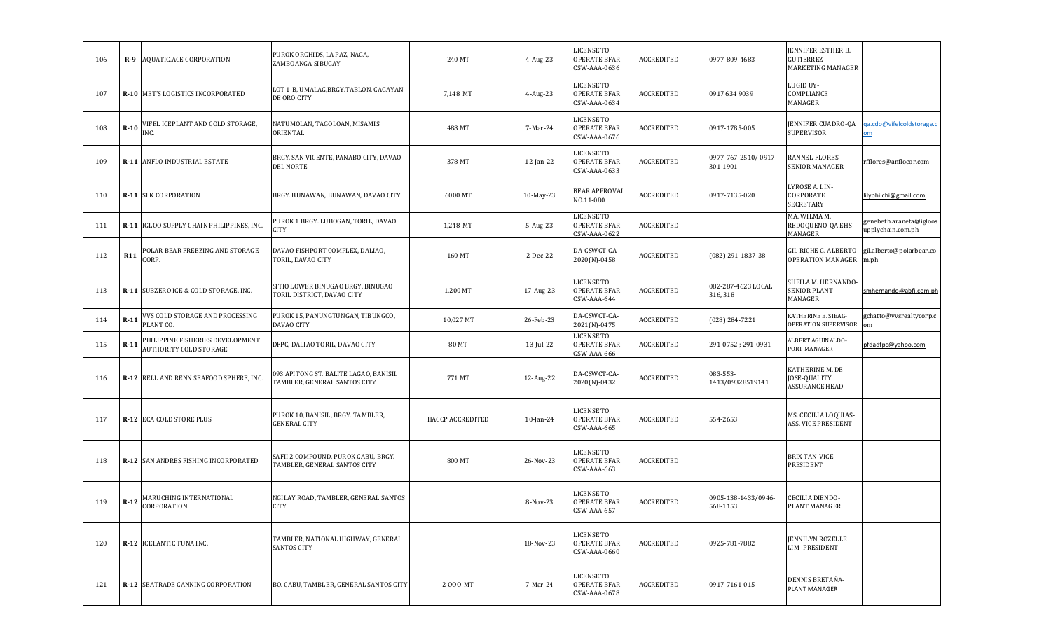| 106 | R-9 | AQUATIC.ACE CORPORATION | PUROK ORCHIDS, LA PAZ, NAGA, ZAMBOANGA SIBUGAY | 240 MT | 4-Aug-23 | LICENSE TO OPERATE BFAR CSW-AAA-0636 | ACCREDITED | 0977-809-4683 | JENNIFER ESTHER B. GUTIERREZ-MARKETING MANAGER | |
|---|---|---|---|---|---|---|---|---|---|---|
| 107 | R-10 | MET'S LOGISTICS INCORPORATED | LOT 1-B, UMALAG,BRGY.TABLON, CAGAYAN DE ORO CITY | 7,148 MT | 4-Aug-23 | LICENSE TO OPERATE BFAR CSW-AAA-0634 | ACCREDITED | 0917 634 9039 | LUGID UY-COMPLIANCE MANAGER | |
| 108 | R-10 | VIFEL ICEPLANT AND COLD STORAGE, INC. | NATUMOLAN, TAGOLOAN, MISAMIS ORIENTAL | 488 MT | 7-Mar-24 | LICENSE TO OPERATE BFAR CSW-AAA-0676 | ACCREDITED | 0917-1785-005 | JENNIFER CUADRO-QA SUPERVISOR | qa.cdo@vifelcoldstorage.com |
| 109 | R-11 | ANFLO INDUSTRIAL ESTATE | BRGY. SAN VICENTE, PANABO CITY, DAVAO DEL NORTE | 378 MT | 12-Jan-22 | LICENSE TO OPERATE BFAR CSW-AAA-0633 | ACCREDITED | 0977-767-2510/ 0917-301-1901 | RANNEL FLORES-SENIOR MANAGER | rfflores@anflocor.com |
| 110 | R-11 | SLK CORPORATION | BRGY. BUNAWAN, BUNAWAN, DAVAO CITY | 6000 MT | 10-May-23 | BFAR APPROVAL NO.11-080 | ACCREDITED | 0917-7135-020 | LYROSE A. LIN-CORPORATE SECRETARY | lilyphilchi@gmail.com |
| 111 | R-11 | IGLOO SUPPLY CHAIN PHILIPPINES, INC. | PUROK 1 BRGY. LUBOGAN, TORIL, DAVAO CITY | 1,248 MT | 5-Aug-23 | LICENSE TO OPERATE BFAR CSW-AAA-0622 | ACCREDITED | | MA. WILMA M. REDOQUENO-QA EHS MANAGER | genebeth.araneta@igloosupplychain.com.ph |
| 112 | R11 | POLAR BEAR FREEZING AND STORAGE CORP. | DAVAO FISHPORT COMPLEX, DALIAO, TORIL, DAVAO CITY | 160 MT | 2-Dec-22 | DA-CSWCT-CA-2020(N)-0458 | ACCREDITED | (082) 291-1837-38 | GIL RICHE G. ALBERTO-OPERATION MANAGER | gil.alberto@polarbear.com.ph |
| 113 | R-11 | SUBZERO ICE & COLD STORAGE, INC. | SITIO LOWER BINUGAO BRGY. BINUGAO TORIL DISTRICT, DAVAO CITY | 1,200 MT | 17-Aug-23 | LICENSE TO OPERATE BFAR CSW-AAA-644 | ACCREDITED | 082-287-4623 LOCAL 316, 318 | SHEILA M. HERNANDO-SENIOR PLANT MANAGER | smhernando@abfi.com.ph |
| 114 | R-11 | VVS COLD STORAGE AND PROCESSING PLANT CO. | PUROK 15, PANUNGTUNGAN, TIBUNGCO, DAVAO CITY | 10,027 MT | 26-Feb-23 | DA-CSWCT-CA-2021(N)-0475 | ACCREDITED | (028) 284-7221 | KATHERINE B. SIBAG-OPERATION SUPERVISOR | gchatto@vvsrealtycorp.com |
| 115 | R-11 | PHILIPPINE FISHERIES DEVELOPMENT AUTHORITY COLD STORAGE | DFPC, DALIAO TORIL, DAVAO CITY | 80 MT | 13-Jul-22 | LICENSE TO OPERATE BFAR CSW-AAA-666 | ACCREDITED | 291-0752 ; 291-0931 | ALBERT AGUINALDO-PORT MANAGER | pfdadfpc@yahoo,com |
| 116 | R-12 | RELL AND RENN SEAFOOD SPHERE, INC. | 093 APITONG ST. BALITE LAGAO, BANISIL TAMBLER, GENERAL SANTOS CITY | 771 MT | 12-Aug-22 | DA-CSWCT-CA-2020(N)-0432 | ACCREDITED | 083-553-1413/09328519141 | KATHERINE M. DE JOSE-QUALITY ASSURANCE HEAD | |
| 117 | R-12 | ECA COLD STORE PLUS | PUROK 10, BANISIL, BRGY. TAMBLER, GENERAL CITY | HACCP ACCREDITED | 10-Jan-24 | LICENSE TO OPERATE BFAR CSW-AAA-665 | ACCREDITED | 554-2653 | MS. CECILIA LOQUIAS-ASS. VICE PRESIDENT | |
| 118 | R-12 | SAN ANDRES FISHING INCORPORATED | SAFII 2 COMPOUND, PUROK CABU, BRGY. TAMBLER, GENERAL SANTOS CITY | 800 MT | 26-Nov-23 | LICENSE TO OPERATE BFAR CSW-AAA-663 | ACCREDITED | | BRIX TAN-VICE PRESIDENT | |
| 119 | R-12 | MARUCHING INTERNATIONAL CORPORATION | NGILAY ROAD, TAMBLER, GENERAL SANTOS CITY | | 8-Nov-23 | LICENSE TO OPERATE BFAR CSW-AAA-657 | ACCREDITED | 0905-138-1433/0946-568-1153 | CECILIA DIENDO-PLANT MANAGER | |
| 120 | R-12 | ICELANTIC TUNA INC. | TAMBLER, NATIONAL HIGHWAY, GENERAL SANTOS CITY | | 18-Nov-23 | LICENSE TO OPERATE BFAR CSW-AAA-0660 | ACCREDITED | 0925-781-7882 | JENNILYN ROZELLE LIM- PRESIDENT | |
| 121 | R-12 | SEATRADE CANNING CORPORATION | BO. CABU, TAMBLER, GENERAL SANTOS CITY | 2 000 MT | 7-Mar-24 | LICENSE TO OPERATE BFAR CSW-AAA-0678 | ACCREDITED | 0917-7161-015 | DENNIS BRETAÑA-PLANT MANAGER | |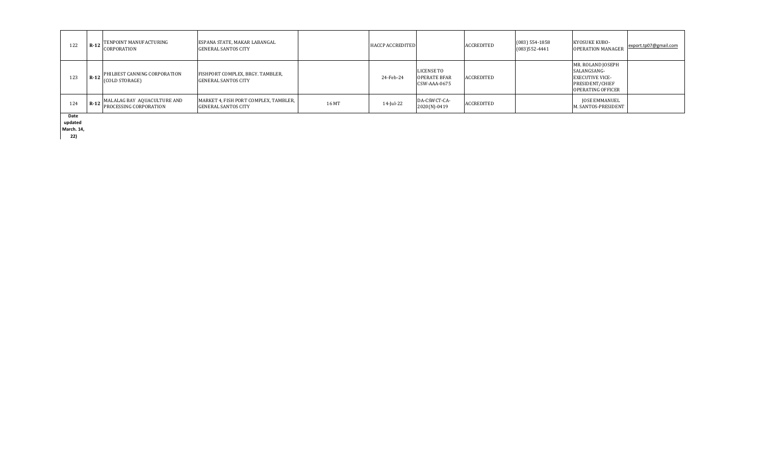| | | | | | | | | | | |
|---|---|---|---|---|---|---|---|---|---|---|
| 122 | R-12 | TENPOINT MANUFACTURING CORPORATION | ESPANA STATE, MAKAR LABANGAL GENERAL SANTOS CITY | | HACCP ACCREDITED | | ACCREDITED | (083) 554-1858 (083)552-4441 | KYOSUKE KUBO-OPERATION MANAGER | export.tp07@gmail.com |
| 123 | R-12 | PHILBEST CANNING CORPORATION (COLD STORAGE) | FISHPORT COMPLEX, BRGY. TAMBLER, GENERAL SANTOS CITY | | 24-Feb-24 | LICENSE TO OPERATE BFAR CSW-AAA-0675 | ACCREDITED | | MR. ROLAND JOSEPH SALANGSANG-EXECUTIVE VICE-PRESIDENT/CHIEF OPERATING OFFICER | |
| 124 | R-12 | MALALAG BAY AQUACULTURE AND PROCESSING CORPORATION | MARKET 4, FISH PORT COMPLEX, TAMBLER, GENERAL SANTOS CITY | 16 MT | 14-Jul-22 | DA-CSWCT-CA-2020(N)-0419 | ACCREDITED | | JOSE EMMANUEL M. SANTOS-PRESIDENT | |

**Date updated March. 14, 22)**